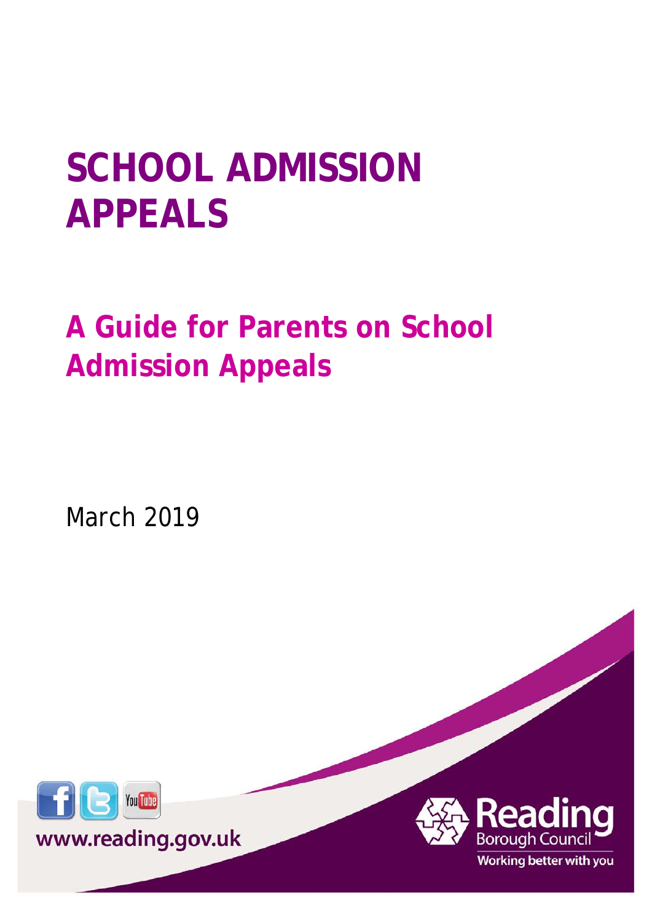# SCHOOL ADMISSION APPEALS

## A Guide for Parents on School Admission Appeals

March 2019

www.reading.gov.uk

Reading Borough Council

Working better with you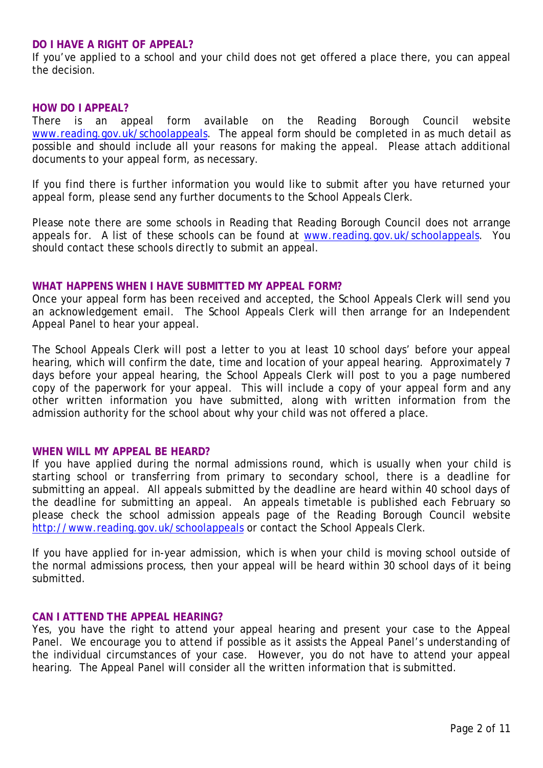## DO I HAVE A RIGHT OF APPEAL?

If you've applied to a school and your child does not get offered a place there, you can appeal the decision.

## HOW DO I APPEAL?

There is an appeal form available on the Reading Borough Council website [www.reading.gov.uk/schoolappeals](www.reading.gov.uk/schoolappeals). The appeal form should be completed in as much detail as possible and should include all your reasons for making the appeal. Please attach additional documents to your appeal form, as necessary.

If you find there is further information you would like to submit after you have returned your appeal form, please send any further documents to the School Appeals Clerk.

Please note there are some schools in Reading that Reading Borough Council does not arrange appeals for. A list of these schools can be found at [www.reading.gov.uk/schoolappeals](www.reading.gov.uk/schoolappeals). You should contact these schools directly to submit an appeal.

## WHAT HAPPENS WHEN I HAVE SUBMITTED MY APPEAL FORM?

Once your appeal form has been received and accepted, the School Appeals Clerk will send you an acknowledgement email. The School Appeals Clerk will then arrange for an Independent Appeal Panel to hear your appeal.

The School Appeals Clerk will post a letter to you at least 10 school days' before your appeal hearing, which will confirm the date, time and location of your appeal hearing. Approximately 7 days before your appeal hearing, the School Appeals Clerk will post to you a page numbered copy of the paperwork for your appeal. This will include a copy of your appeal form and any other written information you have submitted, along with written information from the admission authority for the school about why your child was not offered a place.

## WHEN WILL MY APPEAL BE HEARD?

If you have applied during the normal admissions round, which is usually when your child is starting school or transferring from primary to secondary school, there is a deadline for submitting an appeal. All appeals submitted by the deadline are heard within 40 school days of the deadline for submitting an appeal. An appeals timetable is published each February so please check the school admission appeals page of the Reading Borough Council website [http://www.reading.gov.uk/schoolappeals](http://www.reading.gov.uk/schoolappeals) or contact the School Appeals Clerk.

If you have applied for in-year admission, which is when your child is moving school outside of the normal admissions process, then your appeal will be heard within 30 school days of it being submitted.

## CAN I ATTEND THE APPEAL HEARING?

Yes, you have the right to attend your appeal hearing and present your case to the Appeal Panel. We encourage you to attend if possible as it assists the Appeal Panel's understanding of the individual circumstances of your case. However, you do not have to attend your appeal hearing. The Appeal Panel will consider all the written information that is submitted.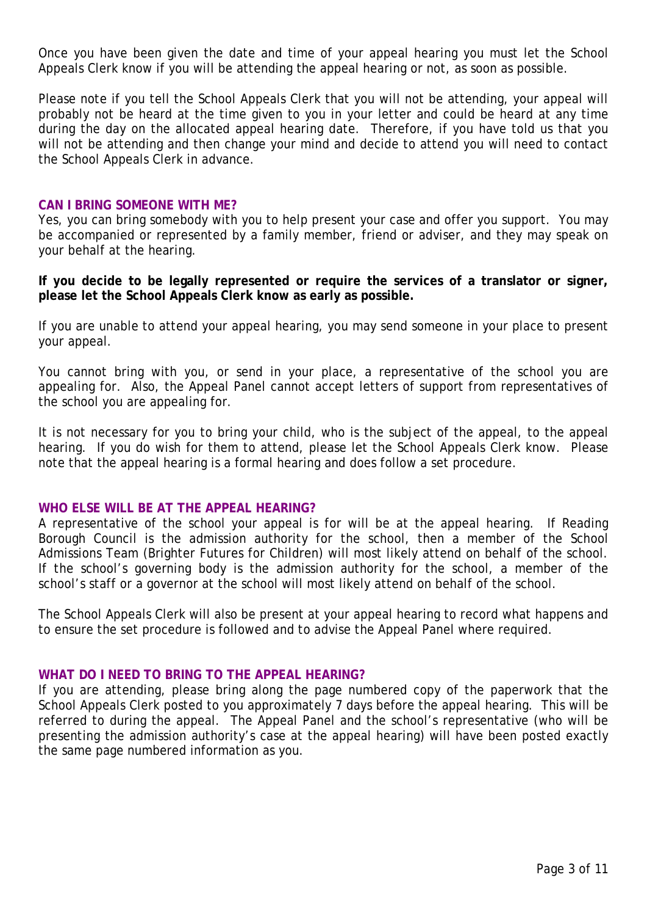Once you have been given the date and time of your appeal hearing you must let the School Appeals Clerk know if you will be attending the appeal hearing or not, as soon as possible.

Please note if you tell the School Appeals Clerk that you will not be attending, your appeal will probably not be heard at the time given to you in your letter and could be heard at any time during the day on the allocated appeal hearing date. Therefore, if you have told us that you will not be attending and then change your mind and decide to attend you will need to contact the School Appeals Clerk in advance.

## CAN I BRING SOMEONE WITH ME?

Yes, you can bring somebody with you to help present your case and offer you support. You may be accompanied or represented by a family member, friend or adviser, and they may speak on your behalf at the hearing.

**If you decide to be legally represented or require the services of a translator or signer, please let the School Appeals Clerk know as early as possible.**

If you are unable to attend your appeal hearing, you may send someone in your place to present your appeal.

You cannot bring with you, or send in your place, a representative of the school you are appealing for. Also, the Appeal Panel cannot accept letters of support from representatives of the school you are appealing for.

It is not necessary for you to bring your child, who is the subject of the appeal, to the appeal hearing. If you do wish for them to attend, please let the School Appeals Clerk know. Please note that the appeal hearing is a formal hearing and does follow a set procedure.

## WHO ELSE WILL BE AT THE APPEAL HEARING?

A representative of the school your appeal is for will be at the appeal hearing. If Reading Borough Council is the admission authority for the school, then a member of the School Admissions Team (Brighter Futures for Children) will most likely attend on behalf of the school. If the school's governing body is the admission authority for the school, a member of the school's staff or a governor at the school will most likely attend on behalf of the school.

The School Appeals Clerk will also be present at your appeal hearing to record what happens and to ensure the set procedure is followed and to advise the Appeal Panel where required.

## WHAT DO I NEED TO BRING TO THE APPEAL HEARING?

If you are attending, please bring along the page numbered copy of the paperwork that the School Appeals Clerk posted to you approximately 7 days before the appeal hearing. This will be referred to during the appeal. The Appeal Panel and the school's representative (who will be presenting the admission authority's case at the appeal hearing) will have been posted exactly the same page numbered information as you.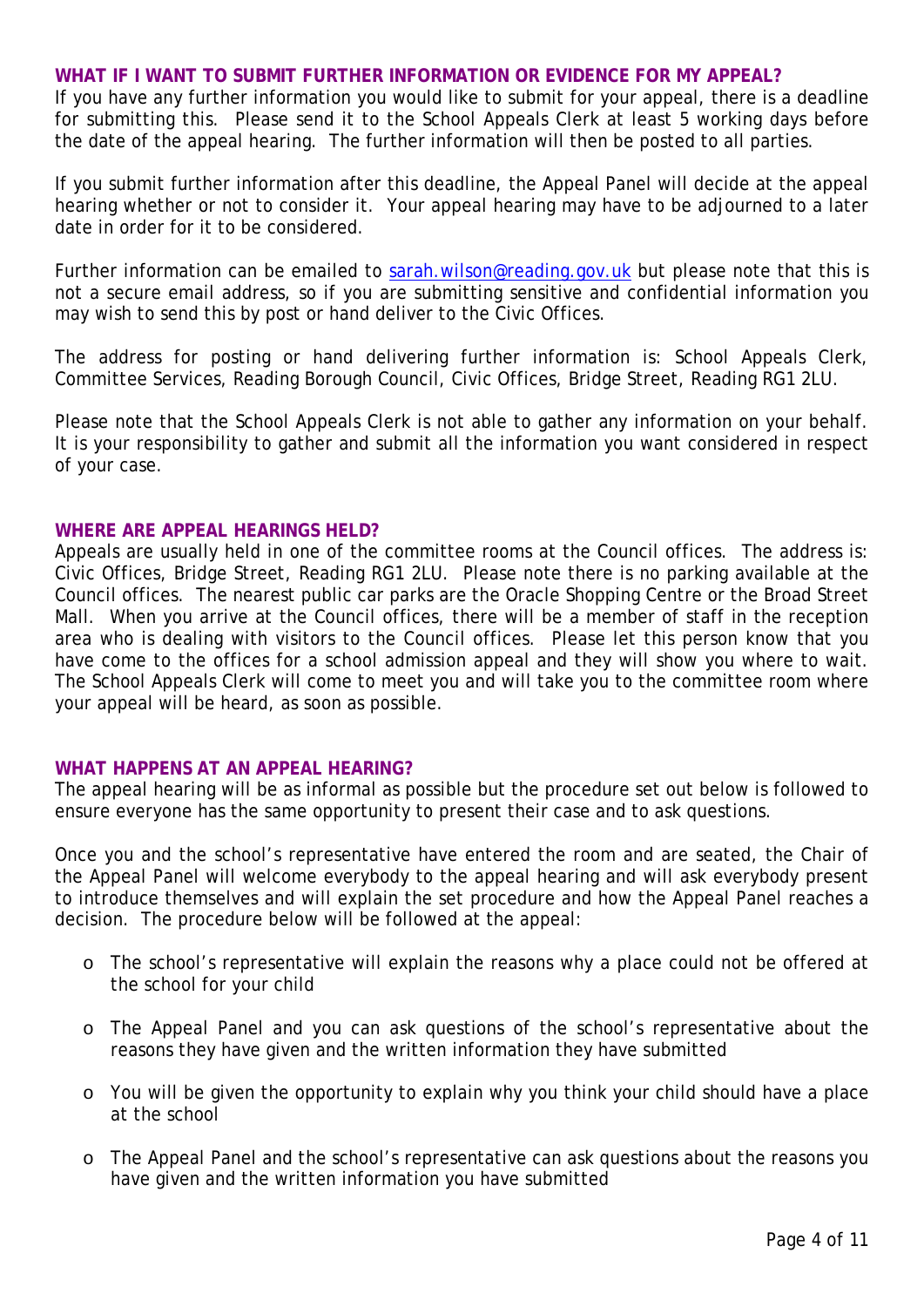## WHAT IF I WANT TO SUBMIT FURTHER INFORMATION OR EVIDENCE FOR MY APPEAL?

If you have any further information you would like to submit for your appeal, there is a deadline for submitting this. Please send it to the School Appeals Clerk at least 5 working days before the date of the appeal hearing. The further information will then be posted to all parties.

If you submit further information after this deadline, the Appeal Panel will decide at the appeal hearing whether or not to consider it. Your appeal hearing may have to be adjourned to a later date in order for it to be considered.

Further information can be emailed to sarah.wilson@reading.gov.uk but please note that this is not a secure email address, so if you are submitting sensitive and confidential information you may wish to send this by post or hand deliver to the Civic Offices.

The address for posting or hand delivering further information is: School Appeals Clerk, Committee Services, Reading Borough Council, Civic Offices, Bridge Street, Reading RG1 2LU.

Please note that the School Appeals Clerk is not able to gather any information on your behalf. It is your responsibility to gather and submit all the information you want considered in respect of your case.

## WHERE ARE APPEAL HEARINGS HELD?

Appeals are usually held in one of the committee rooms at the Council offices. The address is: Civic Offices, Bridge Street, Reading RG1 2LU. Please note there is no parking available at the Council offices. The nearest public car parks are the Oracle Shopping Centre or the Broad Street Mall. When you arrive at the Council offices, there will be a member of staff in the reception area who is dealing with visitors to the Council offices. Please let this person know that you have come to the offices for a school admission appeal and they will show you where to wait. The School Appeals Clerk will come to meet you and will take you to the committee room where your appeal will be heard, as soon as possible.

## WHAT HAPPENS AT AN APPEAL HEARING?

The appeal hearing will be as informal as possible but the procedure set out below is followed to ensure everyone has the same opportunity to present their case and to ask questions.

Once you and the school's representative have entered the room and are seated, the Chair of the Appeal Panel will welcome everybody to the appeal hearing and will ask everybody present to introduce themselves and will explain the set procedure and how the Appeal Panel reaches a decision. The procedure below will be followed at the appeal:

- The school's representative will explain the reasons why a place could not be offered at the school for your child
- The Appeal Panel and you can ask questions of the school's representative about the reasons they have given and the written information they have submitted
- You will be given the opportunity to explain why you think your child should have a place at the school
- The Appeal Panel and the school's representative can ask questions about the reasons you have given and the written information you have submitted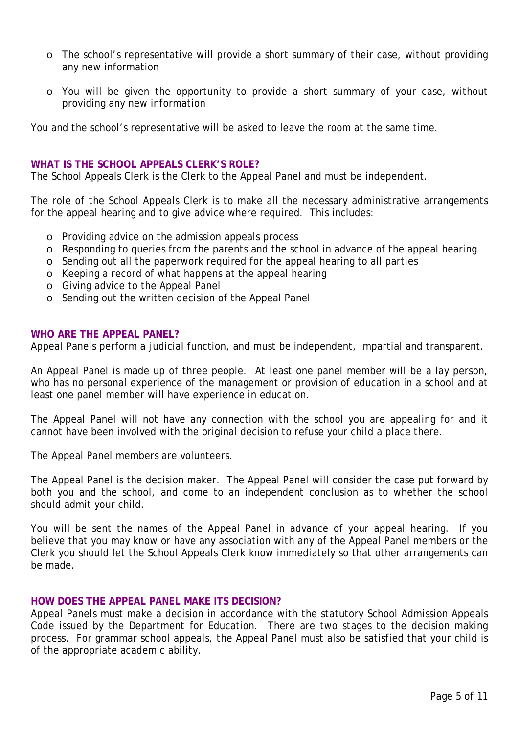- The school's representative will provide a short summary of their case, without providing any new information

- You will be given the opportunity to provide a short summary of your case, without providing any new information

You and the school's representative will be asked to leave the room at the same time.

## WHAT IS THE SCHOOL APPEALS CLERK'S ROLE?

The School Appeals Clerk is the Clerk to the Appeal Panel and must be independent.

The role of the School Appeals Clerk is to make all the necessary administrative arrangements for the appeal hearing and to give advice where required. This includes:

- Providing advice on the admission appeals process
- Responding to queries from the parents and the school in advance of the appeal hearing
- Sending out all the paperwork required for the appeal hearing to all parties
- Keeping a record of what happens at the appeal hearing
- Giving advice to the Appeal Panel
- Sending out the written decision of the Appeal Panel

## WHO ARE THE APPEAL PANEL?

Appeal Panels perform a judicial function, and must be independent, impartial and transparent.

An Appeal Panel is made up of three people. At least one panel member will be a lay person, who has no personal experience of the management or provision of education in a school and at least one panel member will have experience in education.

The Appeal Panel will not have any connection with the school you are appealing for and it cannot have been involved with the original decision to refuse your child a place there.

The Appeal Panel members are volunteers.

The Appeal Panel is the decision maker. The Appeal Panel will consider the case put forward by both you and the school, and come to an independent conclusion as to whether the school should admit your child.

You will be sent the names of the Appeal Panel in advance of your appeal hearing. If you believe that you may know or have any association with any of the Appeal Panel members or the Clerk you should let the School Appeals Clerk know immediately so that other arrangements can be made.

## HOW DOES THE APPEAL PANEL MAKE ITS DECISION?

Appeal Panels must make a decision in accordance with the statutory School Admission Appeals Code issued by the Department for Education. There are two stages to the decision making process. For grammar school appeals, the Appeal Panel must also be satisfied that your child is of the appropriate academic ability.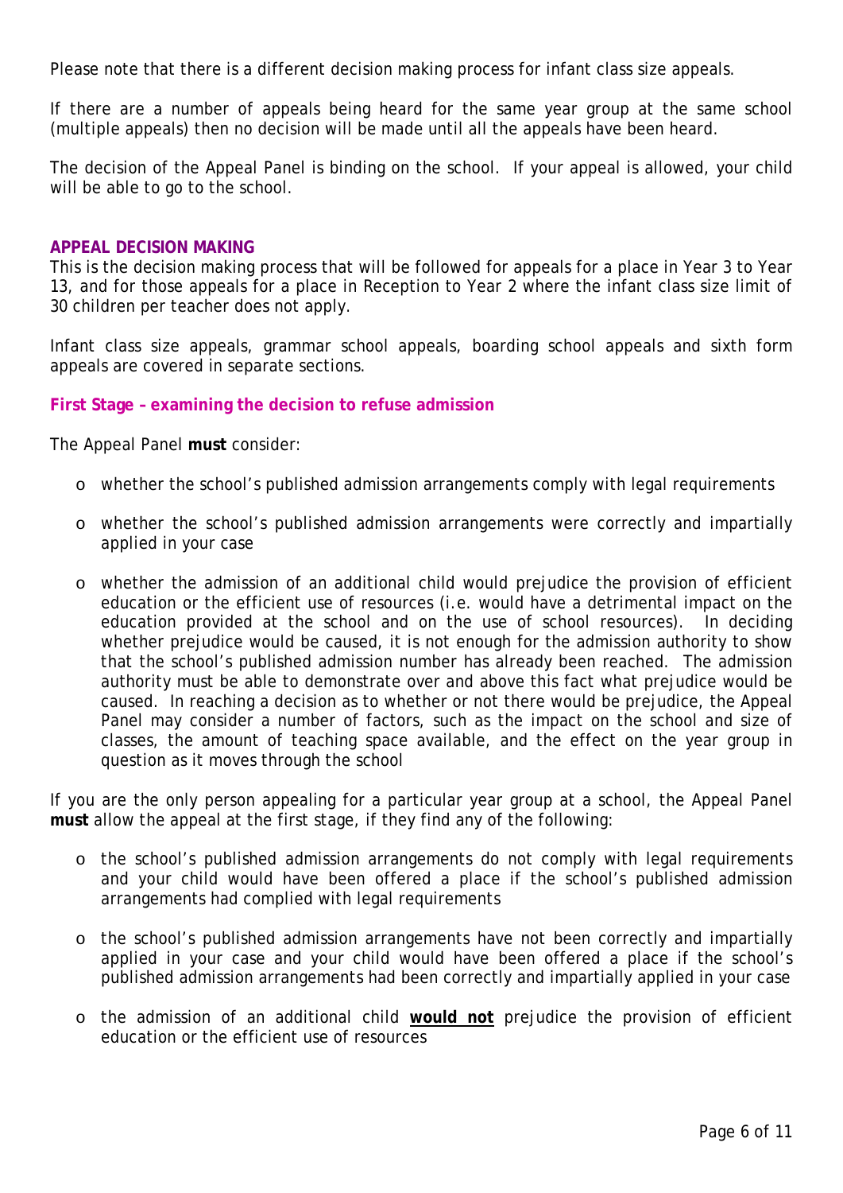Please note that there is a different decision making process for infant class size appeals.

If there are a number of appeals being heard for the same year group at the same school (multiple appeals) then no decision will be made until all the appeals have been heard.

The decision of the Appeal Panel is binding on the school. If your appeal is allowed, your child will be able to go to the school.

## APPEAL DECISION MAKING

This is the decision making process that will be followed for appeals for a place in Year 3 to Year 13, and for those appeals for a place in Reception to Year 2 where the infant class size limit of 30 children per teacher does not apply.

Infant class size appeals, grammar school appeals, boarding school appeals and sixth form appeals are covered in separate sections.

### First Stage – examining the decision to refuse admission

The Appeal Panel **must** consider:

- whether the school's published admission arrangements comply with legal requirements
- whether the school's published admission arrangements were correctly and impartially applied in your case
- whether the admission of an additional child would prejudice the provision of efficient education or the efficient use of resources (i.e. would have a detrimental impact on the education provided at the school and on the use of school resources). In deciding whether prejudice would be caused, it is not enough for the admission authority to show that the school's published admission number has already been reached. The admission authority must be able to demonstrate over and above this fact what prejudice would be caused. In reaching a decision as to whether or not there would be prejudice, the Appeal Panel may consider a number of factors, such as the impact on the school and size of classes, the amount of teaching space available, and the effect on the year group in question as it moves through the school

If you are the only person appealing for a particular year group at a school, the Appeal Panel **must** allow the appeal at the first stage, if they find any of the following:

- the school's published admission arrangements do not comply with legal requirements and your child would have been offered a place if the school's published admission arrangements had complied with legal requirements
- the school's published admission arrangements have not been correctly and impartially applied in your case and your child would have been offered a place if the school's published admission arrangements had been correctly and impartially applied in your case
- the admission of an additional child **would not** prejudice the provision of efficient education or the efficient use of resources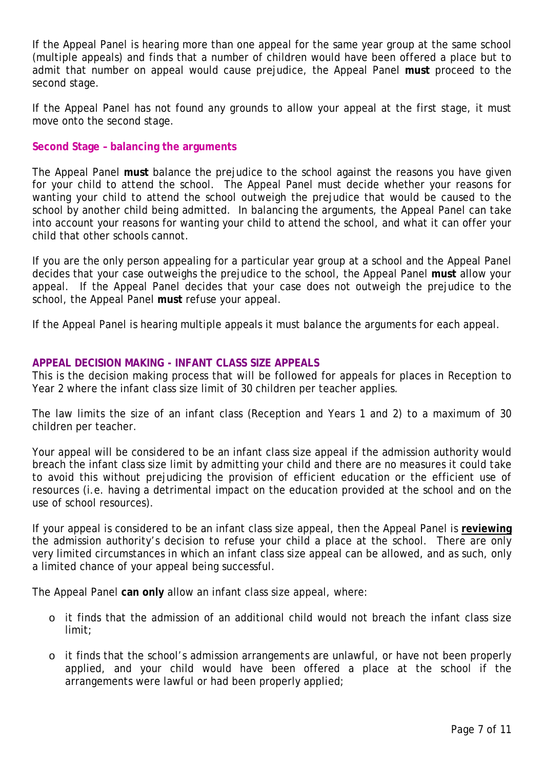If the Appeal Panel is hearing more than one appeal for the same year group at the same school (multiple appeals) and finds that a number of children would have been offered a place but to admit that number on appeal would cause prejudice, the Appeal Panel **must** proceed to the second stage.

If the Appeal Panel has not found any grounds to allow your appeal at the first stage, it must move onto the second stage.

### Second Stage – balancing the arguments

The Appeal Panel **must** balance the prejudice to the school against the reasons you have given for your child to attend the school. The Appeal Panel must decide whether your reasons for wanting your child to attend the school outweigh the prejudice that would be caused to the school by another child being admitted. In balancing the arguments, the Appeal Panel can take into account your reasons for wanting your child to attend the school, and what it can offer your child that other schools cannot.

If you are the only person appealing for a particular year group at a school and the Appeal Panel decides that your case outweighs the prejudice to the school, the Appeal Panel **must** allow your appeal. If the Appeal Panel decides that your case does not outweigh the prejudice to the school, the Appeal Panel **must** refuse your appeal.

If the Appeal Panel is hearing multiple appeals it must balance the arguments for each appeal.

## APPEAL DECISION MAKING - INFANT CLASS SIZE APPEALS

This is the decision making process that will be followed for appeals for places in Reception to Year 2 where the infant class size limit of 30 children per teacher applies.

The law limits the size of an infant class (Reception and Years 1 and 2) to a maximum of 30 children per teacher.

Your appeal will be considered to be an infant class size appeal if the admission authority would breach the infant class size limit by admitting your child and there are no measures it could take to avoid this without prejudicing the provision of efficient education or the efficient use of resources (i.e. having a detrimental impact on the education provided at the school and on the use of school resources).

If your appeal is considered to be an infant class size appeal, then the Appeal Panel is **reviewing** the admission authority's decision to refuse your child a place at the school. There are only very limited circumstances in which an infant class size appeal can be allowed, and as such, only a limited chance of your appeal being successful.

The Appeal Panel **can only** allow an infant class size appeal, where:

- it finds that the admission of an additional child would not breach the infant class size limit;
- it finds that the school's admission arrangements are unlawful, or have not been properly applied, and your child would have been offered a place at the school if the arrangements were lawful or had been properly applied;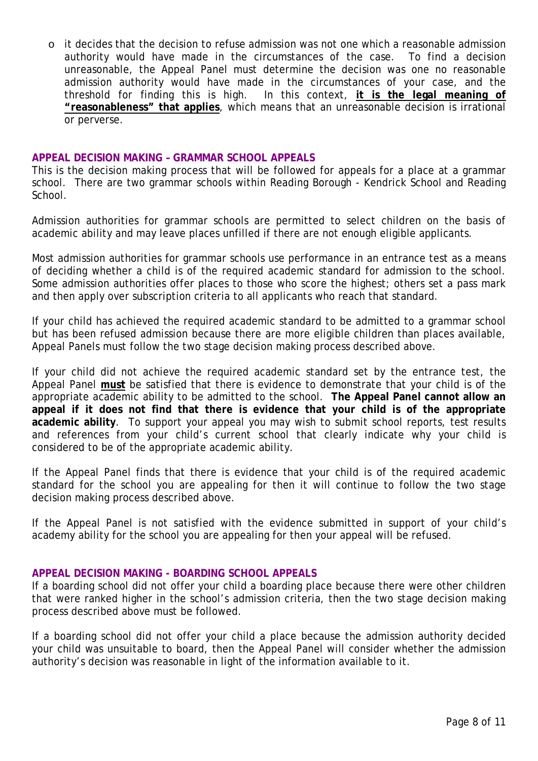- it decides that the decision to refuse admission was not one which a reasonable admission authority would have made in the circumstances of the case. To find a decision unreasonable, the Appeal Panel must determine the decision was one no reasonable admission authority would have made in the circumstances of your case, and the threshold for finding this is high. In this context, **it is the legal meaning of "reasonableness" that applies**, which means that an unreasonable decision is irrational or perverse.

## APPEAL DECISION MAKING – GRAMMAR SCHOOL APPEALS

This is the decision making process that will be followed for appeals for a place at a grammar school. There are two grammar schools within Reading Borough - Kendrick School and Reading School.

Admission authorities for grammar schools are permitted to select children on the basis of academic ability and may leave places unfilled if there are not enough eligible applicants.

Most admission authorities for grammar schools use performance in an entrance test as a means of deciding whether a child is of the required academic standard for admission to the school. Some admission authorities offer places to those who score the highest; others set a pass mark and then apply over subscription criteria to all applicants who reach that standard.

If your child has achieved the required academic standard to be admitted to a grammar school but has been refused admission because there are more eligible children than places available, Appeal Panels must follow the two stage decision making process described above.

If your child did not achieve the required academic standard set by the entrance test, the Appeal Panel **must** be satisfied that there is evidence to demonstrate that your child is of the appropriate academic ability to be admitted to the school. **The Appeal Panel cannot allow an appeal if it does not find that there is evidence that your child is of the appropriate academic ability**. To support your appeal you may wish to submit school reports, test results and references from your child's current school that clearly indicate why your child is considered to be of the appropriate academic ability.

If the Appeal Panel finds that there is evidence that your child is of the required academic standard for the school you are appealing for then it will continue to follow the two stage decision making process described above.

If the Appeal Panel is not satisfied with the evidence submitted in support of your child's academy ability for the school you are appealing for then your appeal will be refused.

## APPEAL DECISION MAKING - BOARDING SCHOOL APPEALS

If a boarding school did not offer your child a boarding place because there were other children that were ranked higher in the school's admission criteria, then the two stage decision making process described above must be followed.

If a boarding school did not offer your child a place because the admission authority decided your child was unsuitable to board, then the Appeal Panel will consider whether the admission authority's decision was reasonable in light of the information available to it.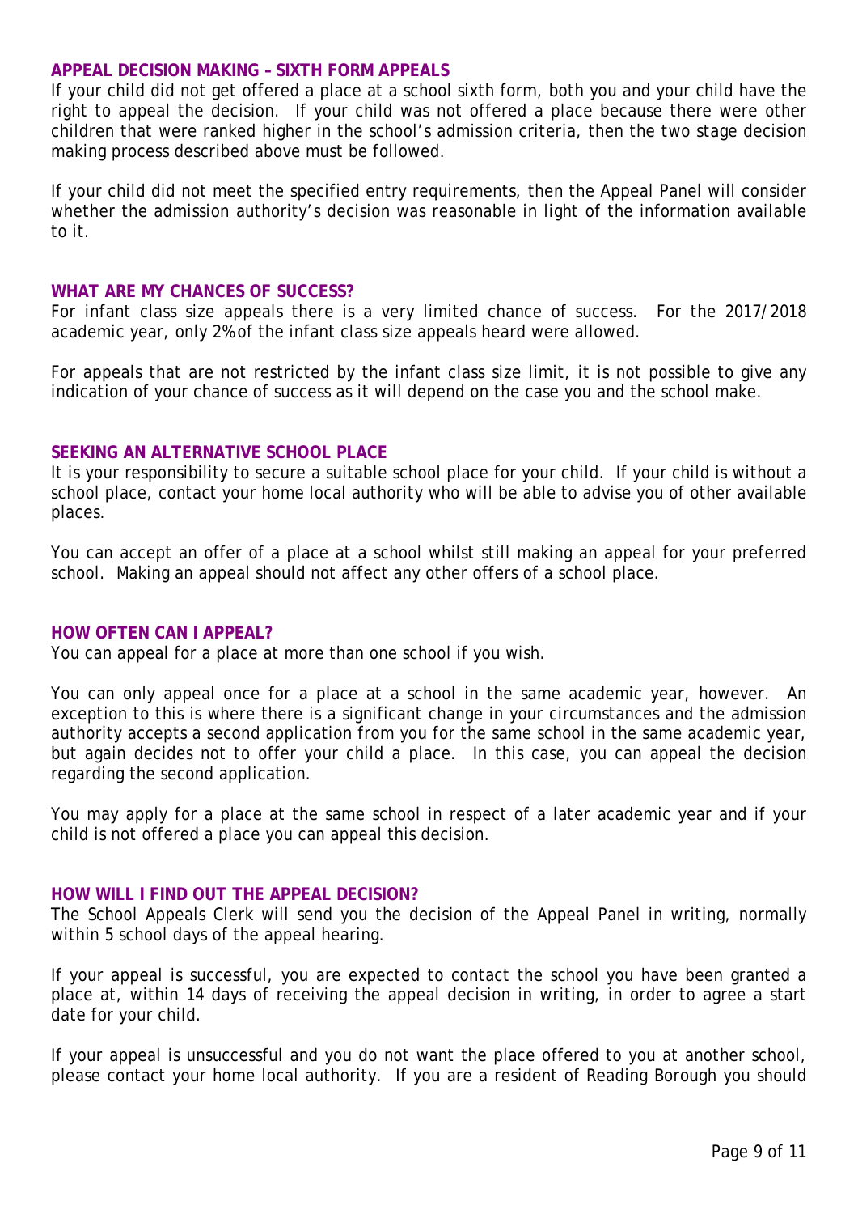## APPEAL DECISION MAKING – SIXTH FORM APPEALS

If your child did not get offered a place at a school sixth form, both you and your child have the right to appeal the decision. If your child was not offered a place because there were other children that were ranked higher in the school's admission criteria, then the two stage decision making process described above must be followed.

If your child did not meet the specified entry requirements, then the Appeal Panel will consider whether the admission authority's decision was reasonable in light of the information available to it.

## WHAT ARE MY CHANCES OF SUCCESS?

For infant class size appeals there is a very limited chance of success. For the 2017/2018 academic year, only 2% of the infant class size appeals heard were allowed.

For appeals that are not restricted by the infant class size limit, it is not possible to give any indication of your chance of success as it will depend on the case you and the school make.

## SEEKING AN ALTERNATIVE SCHOOL PLACE

It is your responsibility to secure a suitable school place for your child. If your child is without a school place, contact your home local authority who will be able to advise you of other available places.

You can accept an offer of a place at a school whilst still making an appeal for your preferred school. Making an appeal should not affect any other offers of a school place.

## HOW OFTEN CAN I APPEAL?

You can appeal for a place at more than one school if you wish.

You can only appeal once for a place at a school in the same academic year, however. An exception to this is where there is a significant change in your circumstances and the admission authority accepts a second application from you for the same school in the same academic year, but again decides not to offer your child a place. In this case, you can appeal the decision regarding the second application.

You may apply for a place at the same school in respect of a later academic year and if your child is not offered a place you can appeal this decision.

## HOW WILL I FIND OUT THE APPEAL DECISION?

The School Appeals Clerk will send you the decision of the Appeal Panel in writing, normally within 5 school days of the appeal hearing.

If your appeal is successful, you are expected to contact the school you have been granted a place at, within 14 days of receiving the appeal decision in writing, in order to agree a start date for your child.

If your appeal is unsuccessful and you do not want the place offered to you at another school, please contact your home local authority. If you are a resident of Reading Borough you should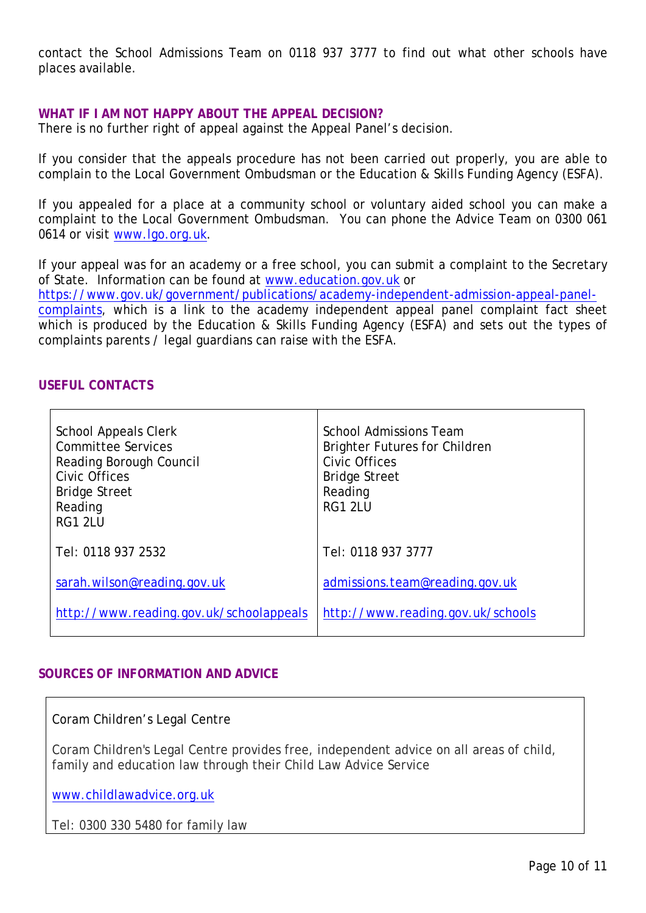contact the School Admissions Team on 0118 937 3777 to find out what other schools have places available.

### WHAT IF I AM NOT HAPPY ABOUT THE APPEAL DECISION?

There is no further right of appeal against the Appeal Panel's decision.

If you consider that the appeals procedure has not been carried out properly, you are able to complain to the Local Government Ombudsman or the Education & Skills Funding Agency (ESFA).

If you appealed for a place at a community school or voluntary aided school you can make a complaint to the Local Government Ombudsman. You can phone the Advice Team on 0300 061 0614 or visit www.lgo.org.uk.

If your appeal was for an academy or a free school, you can submit a complaint to the Secretary of State. Information can be found at www.education.gov.uk or https://www.gov.uk/government/publications/academy-independent-admission-appeal-panel-complaints, which is a link to the academy independent appeal panel complaint fact sheet which is produced by the Education & Skills Funding Agency (ESFA) and sets out the types of complaints parents / legal guardians can raise with the ESFA.

### USEFUL CONTACTS

| | |
|---|---|
| School Appeals Clerk<br>Committee Services<br>Reading Borough Council<br>Civic Offices<br>Bridge Street<br>Reading<br>RG1 2LU<br><br>Tel: 0118 937 2532<br><br>sarah.wilson@reading.gov.uk<br><br>http://www.reading.gov.uk/schoolappeals | School Admissions Team<br>Brighter Futures for Children<br>Civic Offices<br>Bridge Street<br>Reading<br>RG1 2LU<br><br>Tel: 0118 937 3777<br><br>admissions.team@reading.gov.uk<br><br>http://www.reading.gov.uk/schools |

### SOURCES OF INFORMATION AND ADVICE

| |
|---|
| Coram Children's Legal Centre<br><br>Coram Children's Legal Centre provides free, independent advice on all areas of child, family and education law through their Child Law Advice Service<br><br>www.childlawadvice.org.uk<br><br>Tel: 0300 330 5480 for family law |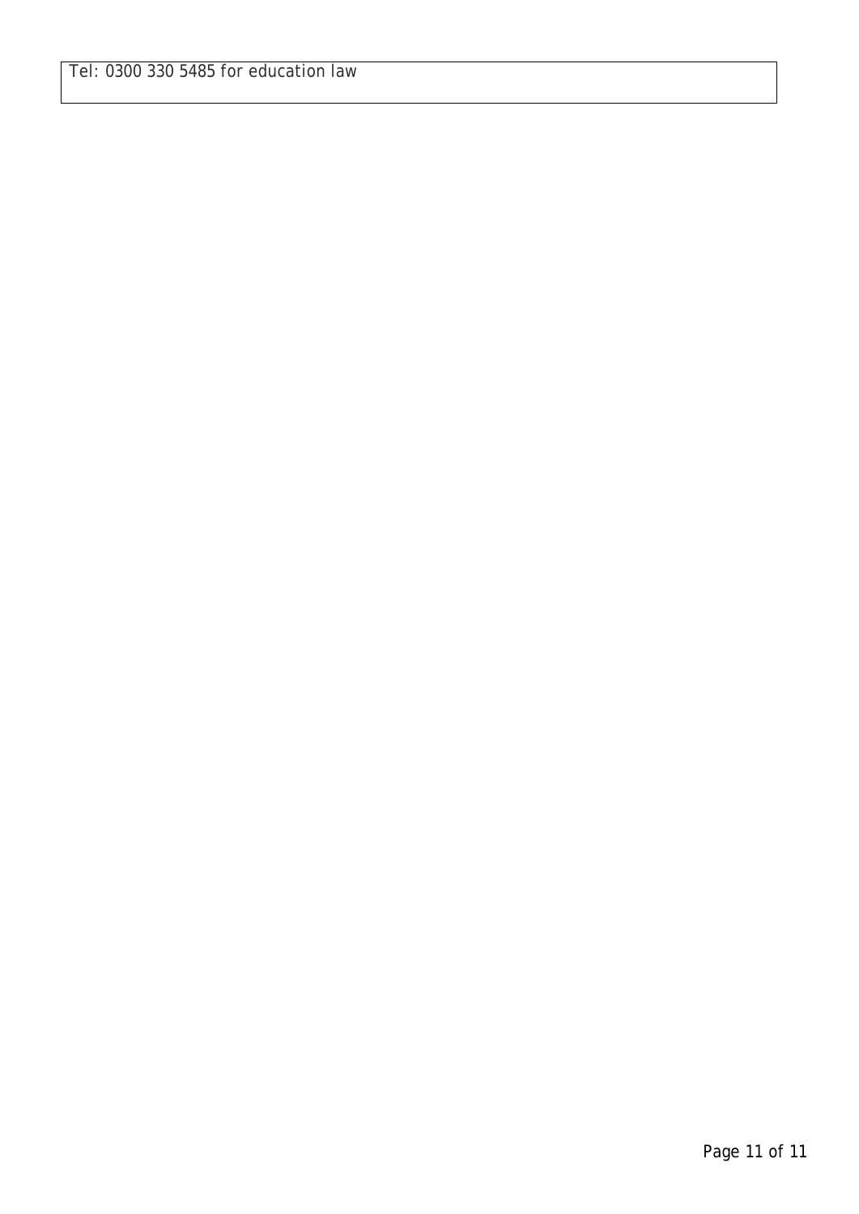Tel: 0300 330 5485 for education law